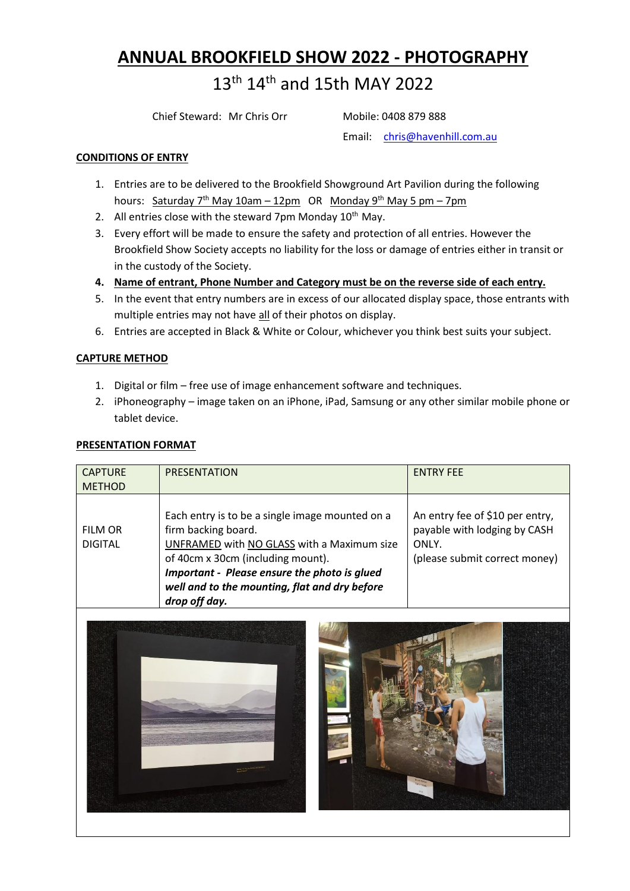# ANNUAL BROOKFIELD SHOW 2022 - PHOTOGRAPHY

## 13th 14th and 15th MAY 2022

Chief Steward: Mr Chris Orr

Mobile: 0408 879 888

Email: chris@havenhill.com.au

**CONDITIONS OF ENTRY**

1. Entries are to be delivered to the Brookfield Showground Art Pavilion during the following hours: Saturday 7th May 10am – 12pm OR Monday 9th May 5 pm – 7pm
2. All entries close with the steward 7pm Monday 10th May.
3. Every effort will be made to ensure the safety and protection of all entries. However the Brookfield Show Society accepts no liability for the loss or damage of entries either in transit or in the custody of the Society.
4. **Name of entrant, Phone Number and Category must be on the reverse side of each entry.**
5. In the event that entry numbers are in excess of our allocated display space, those entrants with multiple entries may not have all of their photos on display.
6. Entries are accepted in Black & White or Colour, whichever you think best suits your subject.

**CAPTURE METHOD**

1. Digital or film – free use of image enhancement software and techniques.
2. iPhoneography – image taken on an iPhone, iPad, Samsung or any other similar mobile phone or tablet device.

**PRESENTATION FORMAT**

| CAPTURE METHOD | PRESENTATION | ENTRY FEE |
|---|---|---|
| FILM OR DIGITAL | Each entry is to be a single image mounted on a firm backing board. UNFRAMED with NO GLASS with a Maximum size of 40cm x 30cm (including mount). ***Important - Please ensure the photo is glued well and to the mounting, flat and dry before drop off day.*** | An entry fee of $10 per entry, payable with lodging by CASH ONLY. (please submit correct money) |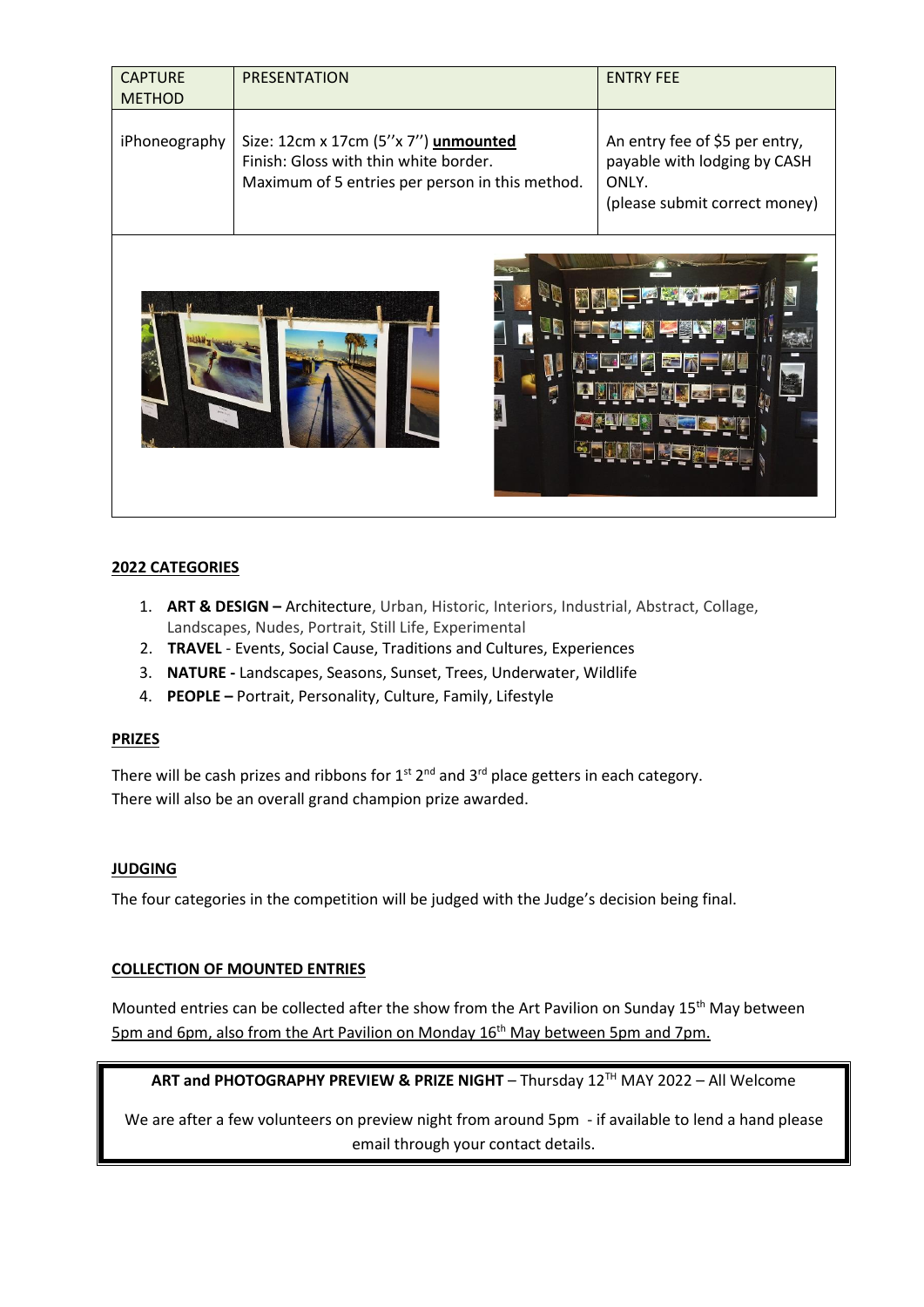| CAPTURE METHOD | PRESENTATION | ENTRY FEE |
| --- | --- | --- |
| iPhoneography | Size: 12cm x 17cm (5''x 7'') **unmounted**<br>Finish: Gloss with thin white border.<br>Maximum of 5 entries per person in this method. | An entry fee of $5 per entry, payable with lodging by CASH ONLY.<br>(please submit correct money) |

**2022 CATEGORIES**

1. **ART & DESIGN –** Architecture, Urban, Historic, Interiors, Industrial, Abstract, Collage, Landscapes, Nudes, Portrait, Still Life, Experimental
2. **TRAVEL** - Events, Social Cause, Traditions and Cultures, Experiences
3. **NATURE -** Landscapes, Seasons, Sunset, Trees, Underwater, Wildlife
4. **PEOPLE –** Portrait, Personality, Culture, Family, Lifestyle

**PRIZES**

There will be cash prizes and ribbons for 1st 2nd and 3rd place getters in each category.
There will also be an overall grand champion prize awarded.

**JUDGING**

The four categories in the competition will be judged with the Judge's decision being final.

**COLLECTION OF MOUNTED ENTRIES**

Mounted entries can be collected after the show from the Art Pavilion on Sunday 15th May between 5pm and 6pm, also from the Art Pavilion on Monday 16th May between 5pm and 7pm.

**ART and PHOTOGRAPHY PREVIEW & PRIZE NIGHT** – Thursday 12TH MAY 2022 – All Welcome

We are after a few volunteers on preview night from around 5pm - if available to lend a hand please email through your contact details.